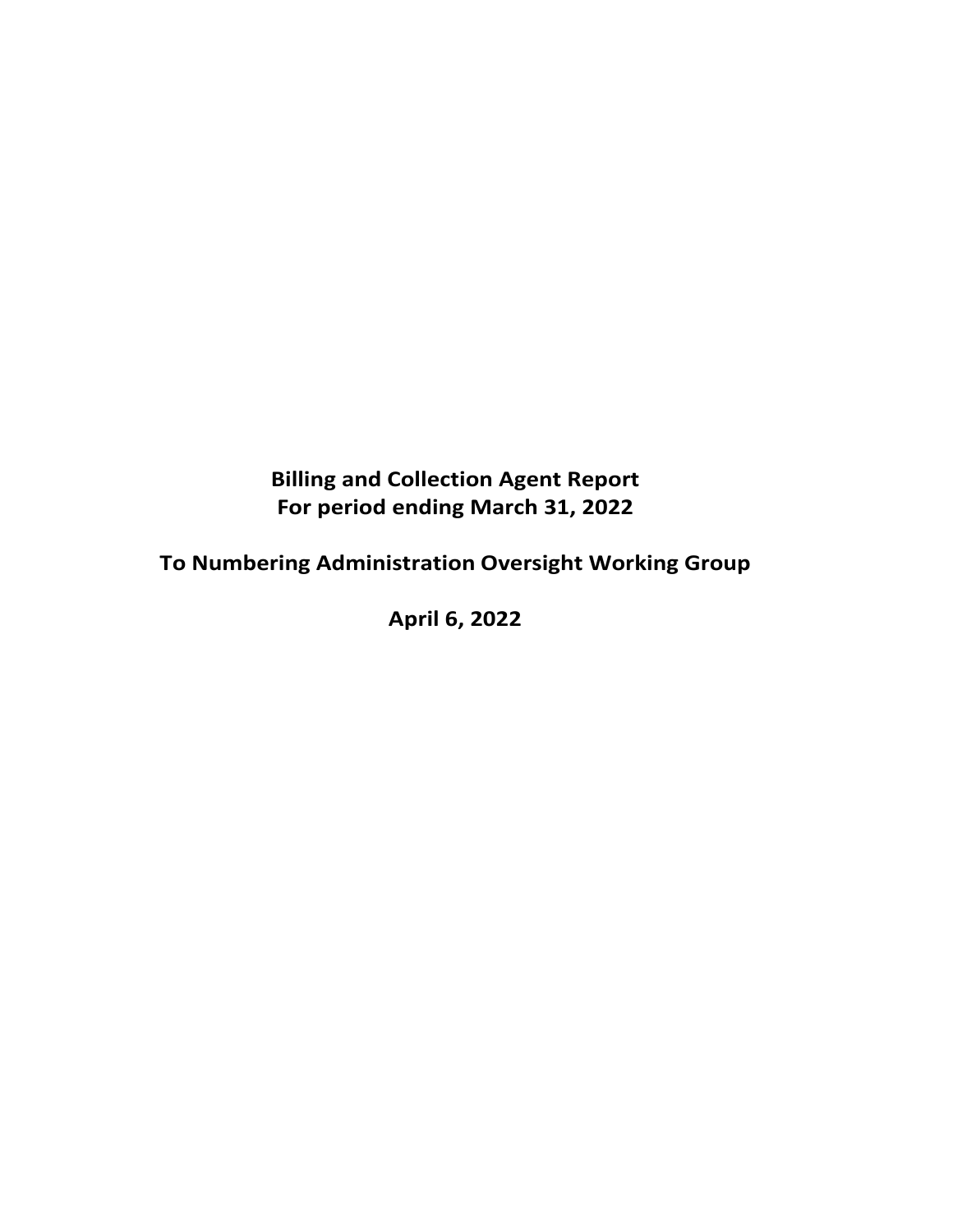# Billing and Collection Agent Report
# For period ending March 31, 2022

## To Numbering Administration Oversight Working Group

## April 6, 2022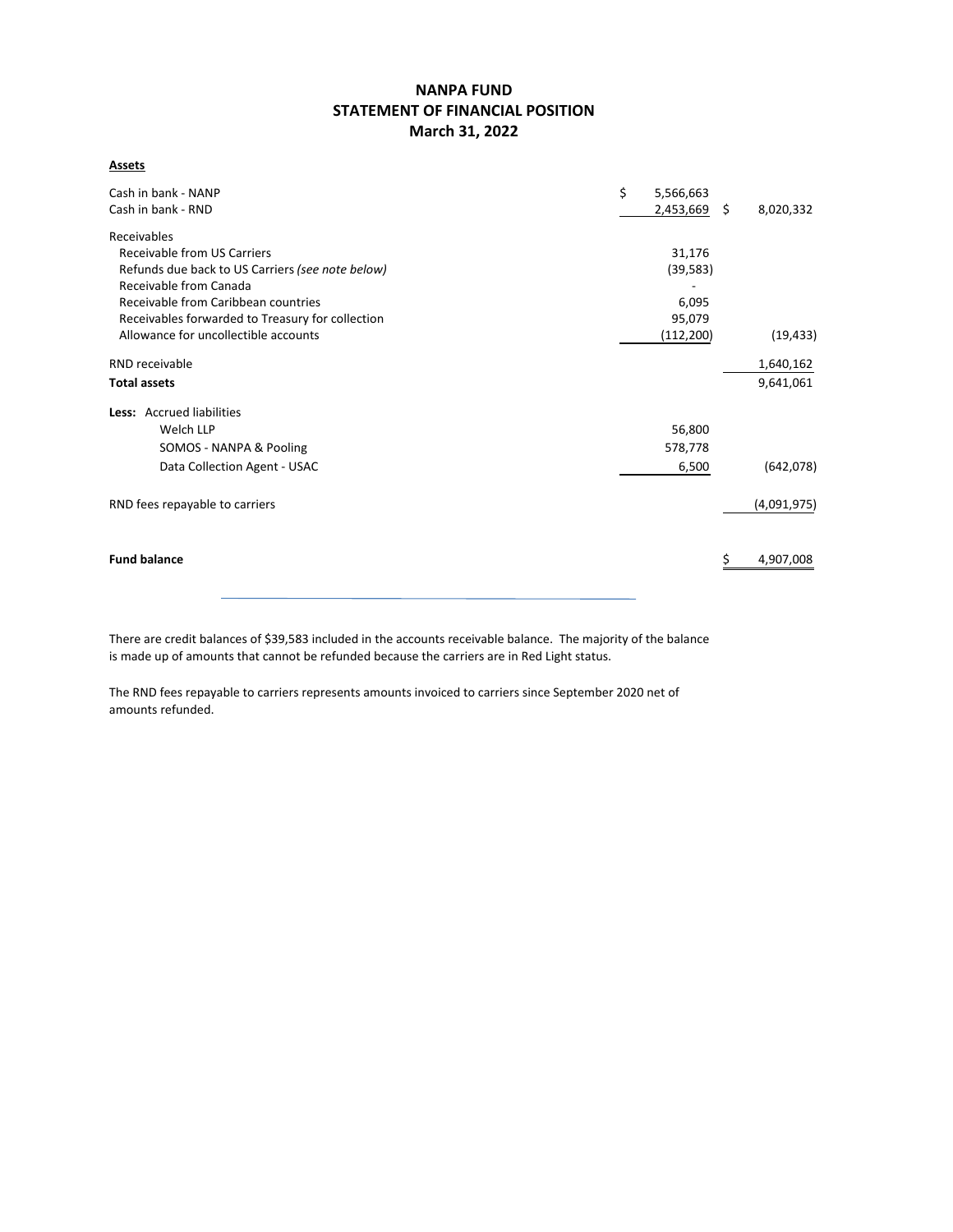# NANPA FUND
## STATEMENT OF FINANCIAL POSITION
### March 31, 2022

**Assets**

| | | |
|---|---|---|
| Cash in bank - NANP | $ 5,566,663 | |
| Cash in bank - RND | 2,453,669 | $ 8,020,332 |
| Receivables | | |
| Receivable from US Carriers | 31,176 | |
| Refunds due back to US Carriers *(see note below)* | (39,583) | |
| Receivable from Canada | - | |
| Receivable from Caribbean countries | 6,095 | |
| Receivables forwarded to Treasury for collection | 95,079 | |
| Allowance for uncollectible accounts | (112,200) | (19,433) |
| RND receivable | | 1,640,162 |
| **Total assets** | | 9,641,061 |
| **Less:** Accrued liabilities | | |
| Welch LLP | 56,800 | |
| SOMOS - NANPA & Pooling | 578,778 | |
| Data Collection Agent - USAC | 6,500 | (642,078) |
| RND fees repayable to carriers | | (4,091,975) |
| **Fund balance** | | $ 4,907,008 |

There are credit balances of $39,583 included in the accounts receivable balance. The majority of the balance is made up of amounts that cannot be refunded because the carriers are in Red Light status.

The RND fees repayable to carriers represents amounts invoiced to carriers since September 2020 net of amounts refunded.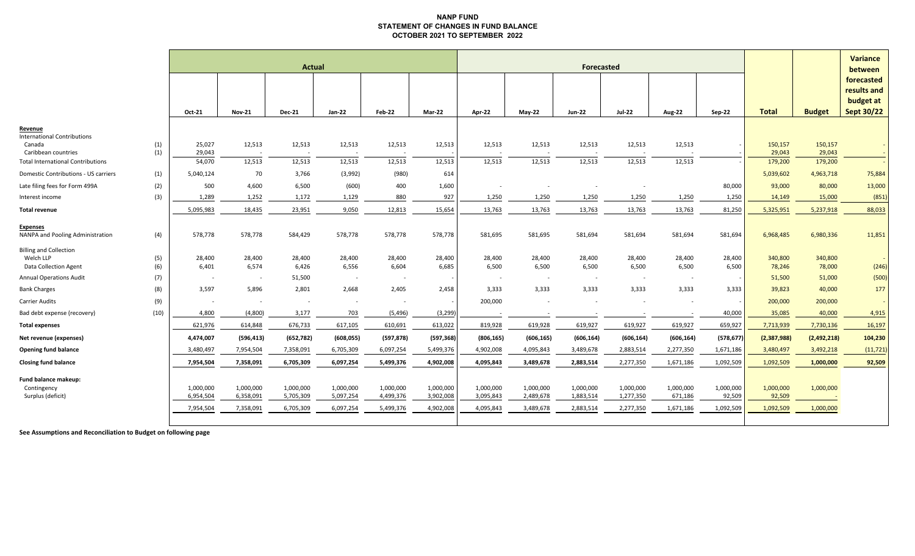# NANP FUND
## STATEMENT OF CHANGES IN FUND BALANCE
## OCTOBER 2021 TO SEPTEMBER 2022

| | | Actual | | | | | | Forecasted | | | | | | | | |
|---|---|---|---|---|---|---|---|---|---|---|---|---|---|---|---|---|
| | | Oct-21 | Nov-21 | Dec-21 | Jan-22 | Feb-22 | Mar-22 | Apr-22 | May-22 | Jun-22 | Jul-22 | Aug-22 | Sep-22 | Total | Budget | Variance between forecasted results and budget at Sept 30/22 |
| **Revenue** | | | | | | | | | | | | | | | | |
| International Contributions | | | | | | | | | | | | | | | | |
| Canada | (1) | 25,027 | 12,513 | 12,513 | 12,513 | 12,513 | 12,513 | 12,513 | 12,513 | 12,513 | 12,513 | 12,513 | - | 150,157 | 150,157 | - |
| Caribbean countries | (1) | 29,043 | - | - | - | - | - | - | - | - | - | - | - | 29,043 | 29,043 | - |
| Total International Contributions | | 54,070 | 12,513 | 12,513 | 12,513 | 12,513 | 12,513 | 12,513 | 12,513 | 12,513 | 12,513 | 12,513 | - | 179,200 | 179,200 | - |
| Domestic Contributions - US carriers | (1) | 5,040,124 | 70 | 3,766 | (3,992) | (980) | 614 | | | | | | | 5,039,602 | 4,963,718 | 75,884 |
| Late filing fees for Form 499A | (2) | 500 | 4,600 | 6,500 | (600) | 400 | 1,600 | - | - | - | - | | 80,000 | 93,000 | 80,000 | 13,000 |
| Interest income | (3) | 1,289 | 1,252 | 1,172 | 1,129 | 880 | 927 | 1,250 | 1,250 | 1,250 | 1,250 | 1,250 | 1,250 | 14,149 | 15,000 | (851) |
| **Total revenue** | | 5,095,983 | 18,435 | 23,951 | 9,050 | 12,813 | 15,654 | 13,763 | 13,763 | 13,763 | 13,763 | 13,763 | 81,250 | 5,325,951 | 5,237,918 | 88,033 |
| **Expenses** | | | | | | | | | | | | | | | | |
| NANPA and Pooling Administration | (4) | 578,778 | 578,778 | 584,429 | 578,778 | 578,778 | 578,778 | 581,695 | 581,695 | 581,694 | 581,694 | 581,694 | 581,694 | 6,968,485 | 6,980,336 | 11,851 |
| Billing and Collection | | | | | | | | | | | | | | | | |
| Welch LLP | (5) | 28,400 | 28,400 | 28,400 | 28,400 | 28,400 | 28,400 | 28,400 | 28,400 | 28,400 | 28,400 | 28,400 | 28,400 | 340,800 | 340,800 | - |
| Data Collection Agent | (6) | 6,401 | 6,574 | 6,426 | 6,556 | 6,604 | 6,685 | 6,500 | 6,500 | 6,500 | 6,500 | 6,500 | 6,500 | 78,246 | 78,000 | (246) |
| Annual Operations Audit | (7) | - | - | 51,500 | - | - | - | - | - | - | - | - | - | 51,500 | 51,000 | (500) |
| Bank Charges | (8) | 3,597 | 5,896 | 2,801 | 2,668 | 2,405 | 2,458 | 3,333 | 3,333 | 3,333 | 3,333 | 3,333 | 3,333 | 39,823 | 40,000 | 177 |
| Carrier Audits | (9) | - | - | - | - | - | - | 200,000 | - | - | - | - | - | 200,000 | 200,000 | - |
| Bad debt expense (recovery) | (10) | 4,800 | (4,800) | 3,177 | 703 | (5,496) | (3,299) | - | - | - | - | - | 40,000 | 35,085 | 40,000 | 4,915 |
| **Total expenses** | | 621,976 | 614,848 | 676,733 | 617,105 | 610,691 | 613,022 | 819,928 | 619,928 | 619,927 | 619,927 | 619,927 | 659,927 | 7,713,939 | 7,730,136 | 16,197 |
| **Net revenue (expenses)** | | **4,474,007** | **(596,413)** | **(652,782)** | **(608,055)** | **(597,878)** | **(597,368)** | **(806,165)** | **(606,165)** | **(606,164)** | **(606,164)** | **(606,164)** | **(578,677)** | **(2,387,988)** | **(2,492,218)** | **104,230** |
| **Opening fund balance** | | 3,480,497 | 7,954,504 | 7,358,091 | 6,705,309 | 6,097,254 | 5,499,376 | 4,902,008 | 4,095,843 | 3,489,678 | 2,883,514 | 2,277,350 | 1,671,186 | 3,480,497 | 3,492,218 | (11,721) |
| **Closing fund balance** | | **7,954,504** | **7,358,091** | **6,705,309** | **6,097,254** | **5,499,376** | **4,902,008** | **4,095,843** | **3,489,678** | **2,883,514** | **2,277,350** | **1,671,186** | **1,092,509** | **1,092,509** | **1,000,000** | **92,509** |
| **Fund balance makeup:** | | | | | | | | | | | | | | | | |
| Contingency | | 1,000,000 | 1,000,000 | 1,000,000 | 1,000,000 | 1,000,000 | 1,000,000 | 1,000,000 | 1,000,000 | 1,000,000 | 1,000,000 | 1,000,000 | 1,000,000 | 1,000,000 | 1,000,000 | |
| Surplus (deficit) | | 6,954,504 | 6,358,091 | 5,705,309 | 5,097,254 | 4,499,376 | 3,902,008 | 3,095,843 | 2,489,678 | 1,883,514 | 1,277,350 | 671,186 | 92,509 | 92,509 | - | |
| | | 7,954,504 | 7,358,091 | 6,705,309 | 6,097,254 | 5,499,376 | 4,902,008 | 4,095,843 | 3,489,678 | 2,883,514 | 2,277,350 | 1,671,186 | 1,092,509 | 1,092,509 | 1,000,000 | |

**See Assumptions and Reconciliation to Budget on following page**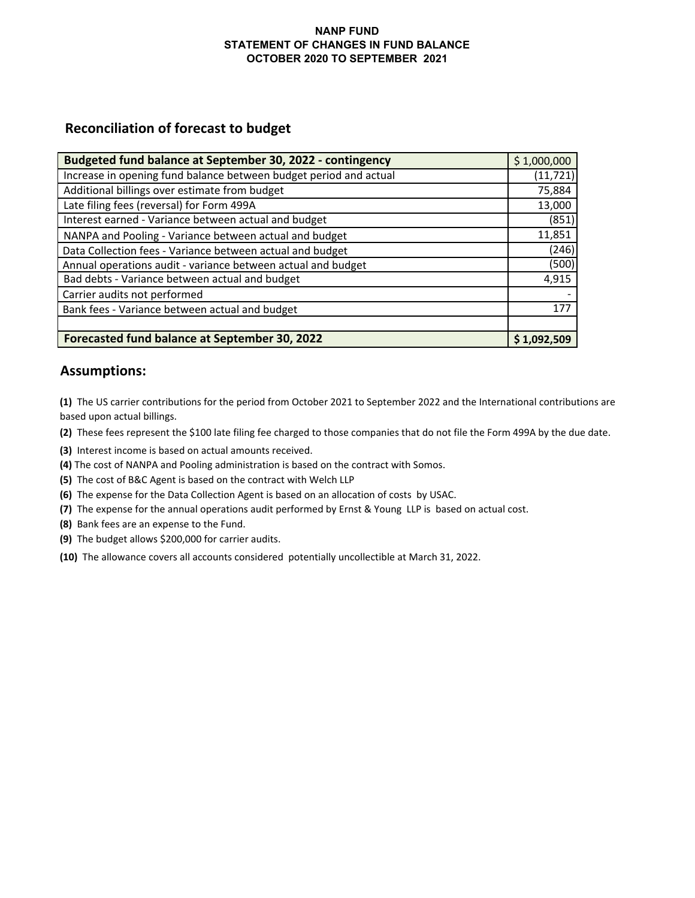NANP FUND
STATEMENT OF CHANGES IN FUND BALANCE
OCTOBER 2020 TO SEPTEMBER 2021

## Reconciliation of forecast to budget

| **Budgeted fund balance at September 30, 2022 - contingency** | $ 1,000,000 |
|---|---|
| Increase in opening fund balance between budget period and actual | (11,721) |
| Additional billings over estimate from budget | 75,884 |
| Late filing fees (reversal) for Form 499A | 13,000 |
| Interest earned - Variance between actual and budget | (851) |
| NANPA and Pooling - Variance between actual and budget | 11,851 |
| Data Collection fees - Variance between actual and budget | (246) |
| Annual operations audit - variance between actual and budget | (500) |
| Bad debts - Variance between actual and budget | 4,915 |
| Carrier audits not performed | - |
| Bank fees - Variance between actual and budget | 177 |
| | |
| **Forecasted fund balance at September 30, 2022** | **$ 1,092,509** |

## Assumptions:

**(1)** The US carrier contributions for the period from October 2021 to September 2022 and the International contributions are based upon actual billings.

**(2)** These fees represent the $100 late filing fee charged to those companies that do not file the Form 499A by the due date.

**(3)** Interest income is based on actual amounts received.

**(4)** The cost of NANPA and Pooling administration is based on the contract with Somos.

**(5)** The cost of B&C Agent is based on the contract with Welch LLP

**(6)** The expense for the Data Collection Agent is based on an allocation of costs by USAC.

**(7)** The expense for the annual operations audit performed by Ernst & Young LLP is based on actual cost.

**(8)** Bank fees are an expense to the Fund.

**(9)** The budget allows $200,000 for carrier audits.

**(10)** The allowance covers all accounts considered potentially uncollectible at March 31, 2022.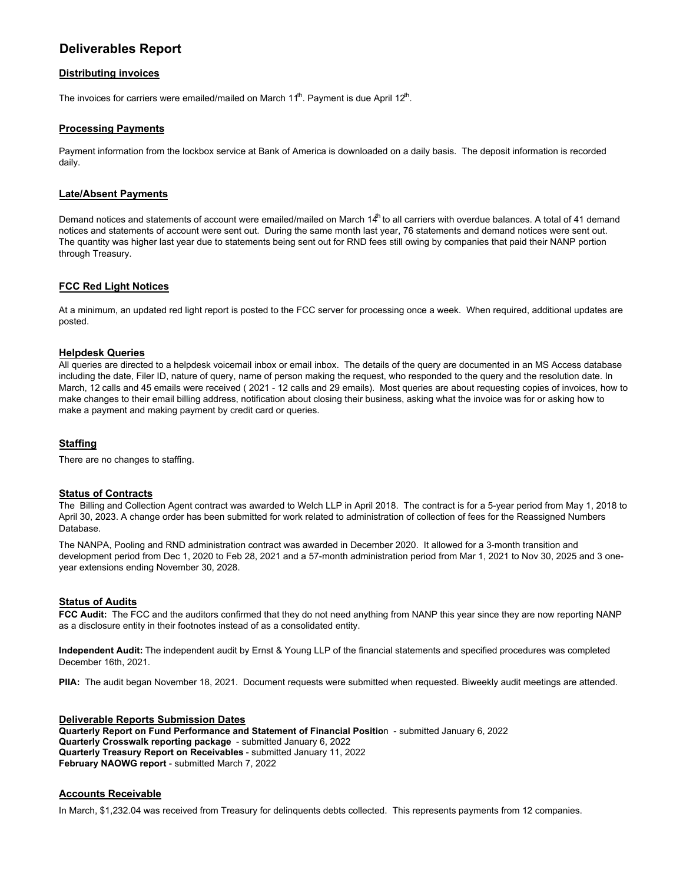# Deliverables Report

## Distributing invoices

The invoices for carriers were emailed/mailed on March 11th. Payment is due April 12th.

## Processing Payments

Payment information from the lockbox service at Bank of America is downloaded on a daily basis. The deposit information is recorded daily.

## Late/Absent Payments

Demand notices and statements of account were emailed/mailed on March 14th to all carriers with overdue balances. A total of 41 demand notices and statements of account were sent out. During the same month last year, 76 statements and demand notices were sent out. The quantity was higher last year due to statements being sent out for RND fees still owing by companies that paid their NANP portion through Treasury.

## FCC Red Light Notices

At a minimum, an updated red light report is posted to the FCC server for processing once a week. When required, additional updates are posted.

## Helpdesk Queries

All queries are directed to a helpdesk voicemail inbox or email inbox. The details of the query are documented in an MS Access database including the date, Filer ID, nature of query, name of person making the request, who responded to the query and the resolution date. In March, 12 calls and 45 emails were received ( 2021 - 12 calls and 29 emails). Most queries are about requesting copies of invoices, how to make changes to their email billing address, notification about closing their business, asking what the invoice was for or asking how to make a payment and making payment by credit card or queries.

## Staffing

There are no changes to staffing.

## Status of Contracts

The Billing and Collection Agent contract was awarded to Welch LLP in April 2018. The contract is for a 5-year period from May 1, 2018 to April 30, 2023. A change order has been submitted for work related to administration of collection of fees for the Reassigned Numbers Database.

The NANPA, Pooling and RND administration contract was awarded in December 2020. It allowed for a 3-month transition and development period from Dec 1, 2020 to Feb 28, 2021 and a 57-month administration period from Mar 1, 2021 to Nov 30, 2025 and 3 one-year extensions ending November 30, 2028.

## Status of Audits

**FCC Audit:** The FCC and the auditors confirmed that they do not need anything from NANP this year since they are now reporting NANP as a disclosure entity in their footnotes instead of as a consolidated entity.

**Independent Audit:** The independent audit by Ernst & Young LLP of the financial statements and specified procedures was completed December 16th, 2021.

**PIIA:** The audit began November 18, 2021. Document requests were submitted when requested. Biweekly audit meetings are attended.

## Deliverable Reports Submission Dates

**Quarterly Report on Fund Performance and Statement of Financial Position** - submitted January 6, 2022
**Quarterly Crosswalk reporting package** - submitted January 6, 2022
**Quarterly Treasury Report on Receivables** - submitted January 11, 2022
**February NAOWG report** - submitted March 7, 2022

## Accounts Receivable

In March, $1,232.04 was received from Treasury for delinquents debts collected. This represents payments from 12 companies.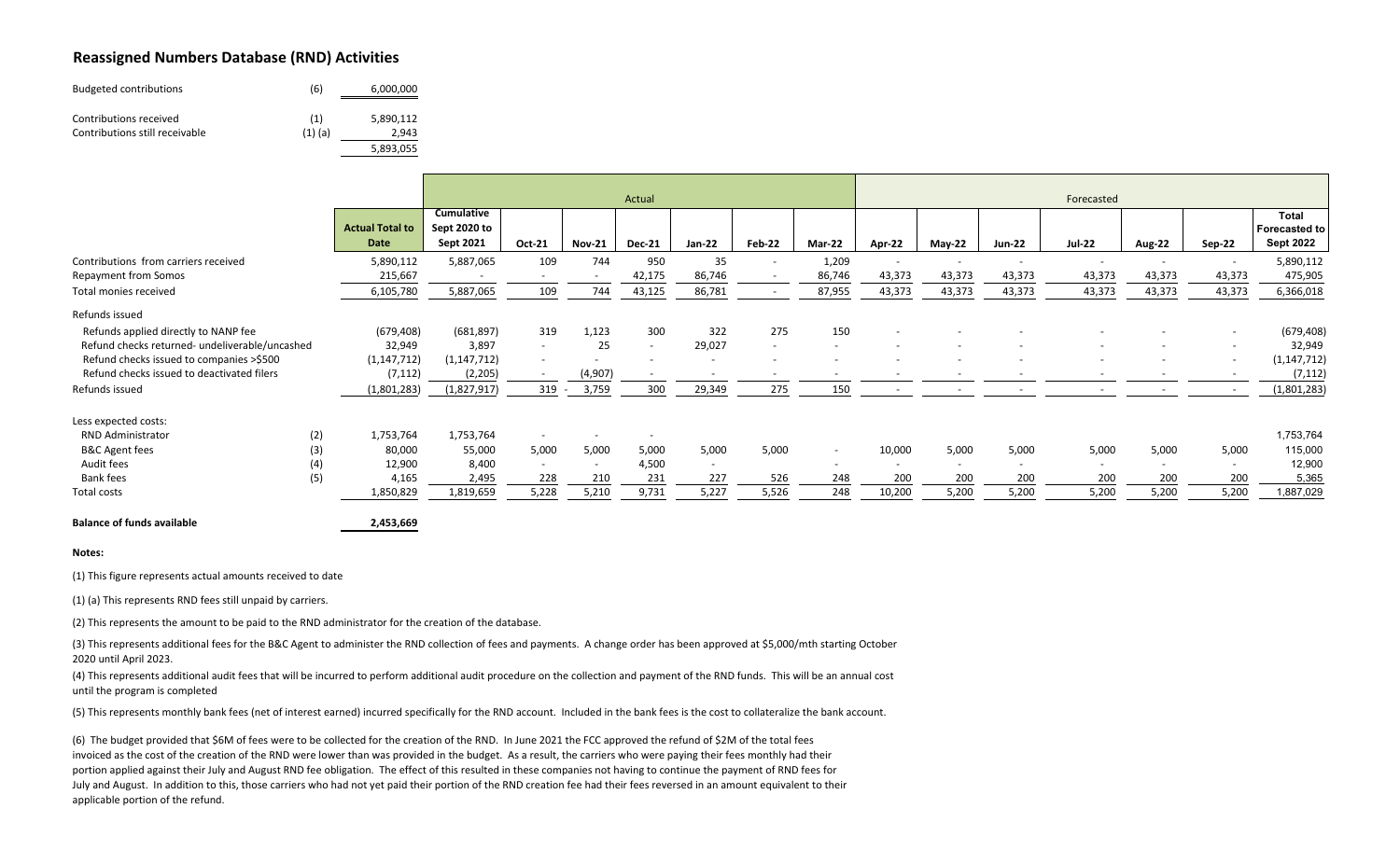## Reassigned Numbers Database (RND) Activities

| | | |
|---|---|---|
| Budgeted contributions | (6) | 6,000,000 |
| Contributions received | (1) | 5,890,112 |
| Contributions still receivable | (1) (a) | 2,943 |
| | | 5,893,055 |

| | | | Actual | | | | | | | Forecasted | | | | | | |
|---|---|---|---|---|---|---|---|---|---|---|---|---|---|---|---|---|
| | | Actual Total to Date | Cumulative Sept 2020 to Sept 2021 | Oct-21 | Nov-21 | Dec-21 | Jan-22 | Feb-22 | Mar-22 | Apr-22 | May-22 | Jun-22 | Jul-22 | Aug-22 | Sep-22 | Total Forecasted to Sept 2022 |
| Contributions from carriers received | | 5,890,112 | 5,887,065 | 109 | 744 | 950 | 35 | - | 1,209 | - | - | - | - | - | - | 5,890,112 |
| Repayment from Somos | | 215,667 | - | - | - | 42,175 | 86,746 | - | 86,746 | 43,373 | 43,373 | 43,373 | 43,373 | 43,373 | 43,373 | 475,905 |
| Total monies received | | 6,105,780 | 5,887,065 | 109 | 744 | 43,125 | 86,781 | - | 87,955 | 43,373 | 43,373 | 43,373 | 43,373 | 43,373 | 43,373 | 6,366,018 |
| Refunds issued | | | | | | | | | | | | | | | | |
| Refunds applied directly to NANP fee | | (679,408) | (681,897) | 319 | 1,123 | 300 | 322 | 275 | 150 | - | - | - | - | - | - | (679,408) |
| Refund checks returned- undeliverable/uncashed | | 32,949 | 3,897 | - | 25 | - | 29,027 | - | - | - | - | - | - | - | - | 32,949 |
| Refund checks issued to companies >$500 | | (1,147,712) | (1,147,712) | - | - | - | - | - | - | - | - | - | - | - | - | (1,147,712) |
| Refund checks issued to deactivated filers | | (7,112) | (2,205) | - | (4,907) | - | - | - | - | - | - | - | - | - | - | (7,112) |
| Refunds issued | | (1,801,283) | (1,827,917) | 319 | - 3,759 | 300 | 29,349 | 275 | 150 | - | - | - | - | - | - | (1,801,283) |
| Less expected costs: | | | | | | | | | | | | | | | | |
| RND Administrator | (2) | 1,753,764 | 1,753,764 | - | - | - | | | | | | | | | | 1,753,764 |
| B&C Agent fees | (3) | 80,000 | 55,000 | 5,000 | 5,000 | 5,000 | 5,000 | 5,000 | - | 10,000 | 5,000 | 5,000 | 5,000 | 5,000 | 5,000 | 115,000 |
| Audit fees | (4) | 12,900 | 8,400 | - | - | 4,500 | - | | - | - | - | - | - | - | - | 12,900 |
| Bank fees | (5) | 4,165 | 2,495 | 228 | 210 | 231 | 227 | 526 | 248 | 200 | 200 | 200 | 200 | 200 | 200 | 5,365 |
| Total costs | | 1,850,829 | 1,819,659 | 5,228 | 5,210 | 9,731 | 5,227 | 5,526 | 248 | 10,200 | 5,200 | 5,200 | 5,200 | 5,200 | 5,200 | 1,887,029 |
| **Balance of funds available** | | **2,453,669** | | | | | | | | | | | | | | |

**Notes:**

(1) This figure represents actual amounts received to date

(1) (a) This represents RND fees still unpaid by carriers.

(2) This represents the amount to be paid to the RND administrator for the creation of the database.

(3) This represents additional fees for the B&C Agent to administer the RND collection of fees and payments. A change order has been approved at $5,000/mth starting October 2020 until April 2023.

(4) This represents additional audit fees that will be incurred to perform additional audit procedure on the collection and payment of the RND funds. This will be an annual cost until the program is completed

(5) This represents monthly bank fees (net of interest earned) incurred specifically for the RND account. Included in the bank fees is the cost to collateralize the bank account.

(6) The budget provided that $6M of fees were to be collected for the creation of the RND. In June 2021 the FCC approved the refund of $2M of the total fees invoiced as the cost of the creation of the RND were lower than was provided in the budget. As a result, the carriers who were paying their fees monthly had their portion applied against their July and August RND fee obligation. The effect of this resulted in these companies not having to continue the payment of RND fees for July and August. In addition to this, those carriers who had not yet paid their portion of the RND creation fee had their fees reversed in an amount equivalent to their applicable portion of the refund.